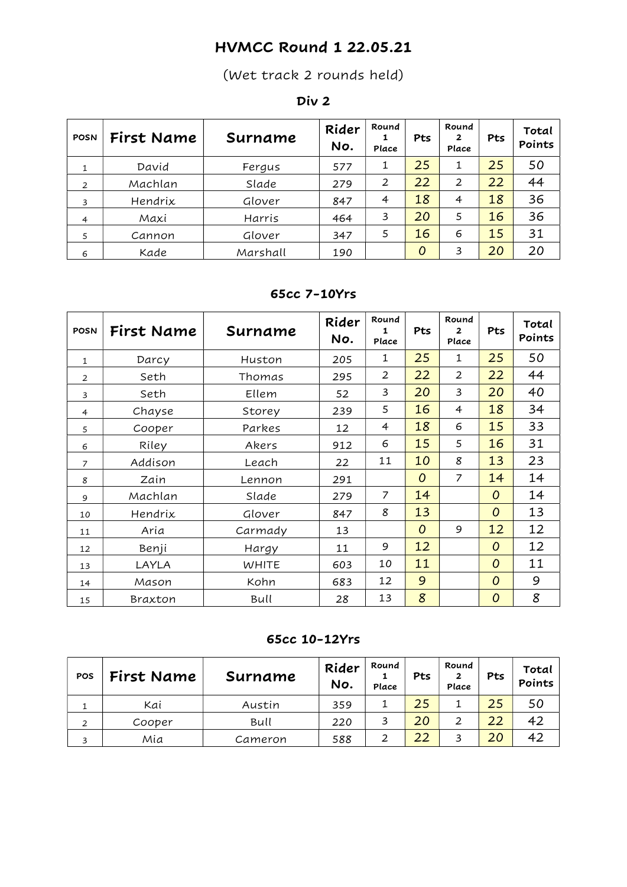# HVMCC Round 1 22.05.21

(Wet track 2 rounds held)

### Div 2

| POSN | First Name | Surname | Rider No. | Round 1 Place | Pts | Round 2 Place | Pts | Total Points |
|---|---|---|---|---|---|---|---|---|
| 1 | David | Fergus | 577 | 1 | 25 | 1 | 25 | 50 |
| 2 | Machlan | Slade | 279 | 2 | 22 | 2 | 22 | 44 |
| 3 | Hendrix | Glover | 847 | 4 | 18 | 4 | 18 | 36 |
| 4 | Maxi | Harris | 464 | 3 | 20 | 5 | 16 | 36 |
| 5 | Cannon | Glover | 347 | 5 | 16 | 6 | 15 | 31 |
| 6 | Kade | Marshall | 190 | | 0 | 3 | 20 | 20 |

### 65cc 7-10Yrs

| POSN | First Name | Surname | Rider No. | Round 1 Place | Pts | Round 2 Place | Pts | Total Points |
|---|---|---|---|---|---|---|---|---|
| 1 | Darcy | Huston | 205 | 1 | 25 | 1 | 25 | 50 |
| 2 | Seth | Thomas | 295 | 2 | 22 | 2 | 22 | 44 |
| 3 | Seth | Ellem | 52 | 3 | 20 | 3 | 20 | 40 |
| 4 | Chayse | Storey | 239 | 5 | 16 | 4 | 18 | 34 |
| 5 | Cooper | Parkes | 12 | 4 | 18 | 6 | 15 | 33 |
| 6 | Riley | Akers | 912 | 6 | 15 | 5 | 16 | 31 |
| 7 | Addison | Leach | 22 | 11 | 10 | 8 | 13 | 23 |
| 8 | Zain | Lennon | 291 | | 0 | 7 | 14 | 14 |
| 9 | Machlan | Slade | 279 | 7 | 14 | | 0 | 14 |
| 10 | Hendrix | Glover | 847 | 8 | 13 | | 0 | 13 |
| 11 | Aria | Carmady | 13 | | 0 | 9 | 12 | 12 |
| 12 | Benji | Hargy | 11 | 9 | 12 | | 0 | 12 |
| 13 | LAYLA | WHITE | 603 | 10 | 11 | | 0 | 11 |
| 14 | Mason | Kohn | 683 | 12 | 9 | | 0 | 9 |
| 15 | Braxton | Bull | 28 | 13 | 8 | | 0 | 8 |

### 65cc 10-12Yrs

| POS | First Name | Surname | Rider No. | Round 1 Place | Pts | Round 2 Place | Pts | Total Points |
|---|---|---|---|---|---|---|---|---|
| 1 | Kai | Austin | 359 | 1 | 25 | 1 | 25 | 50 |
| 2 | Cooper | Bull | 220 | 3 | 20 | 2 | 22 | 42 |
| 3 | Mia | Cameron | 588 | 2 | 22 | 3 | 20 | 42 |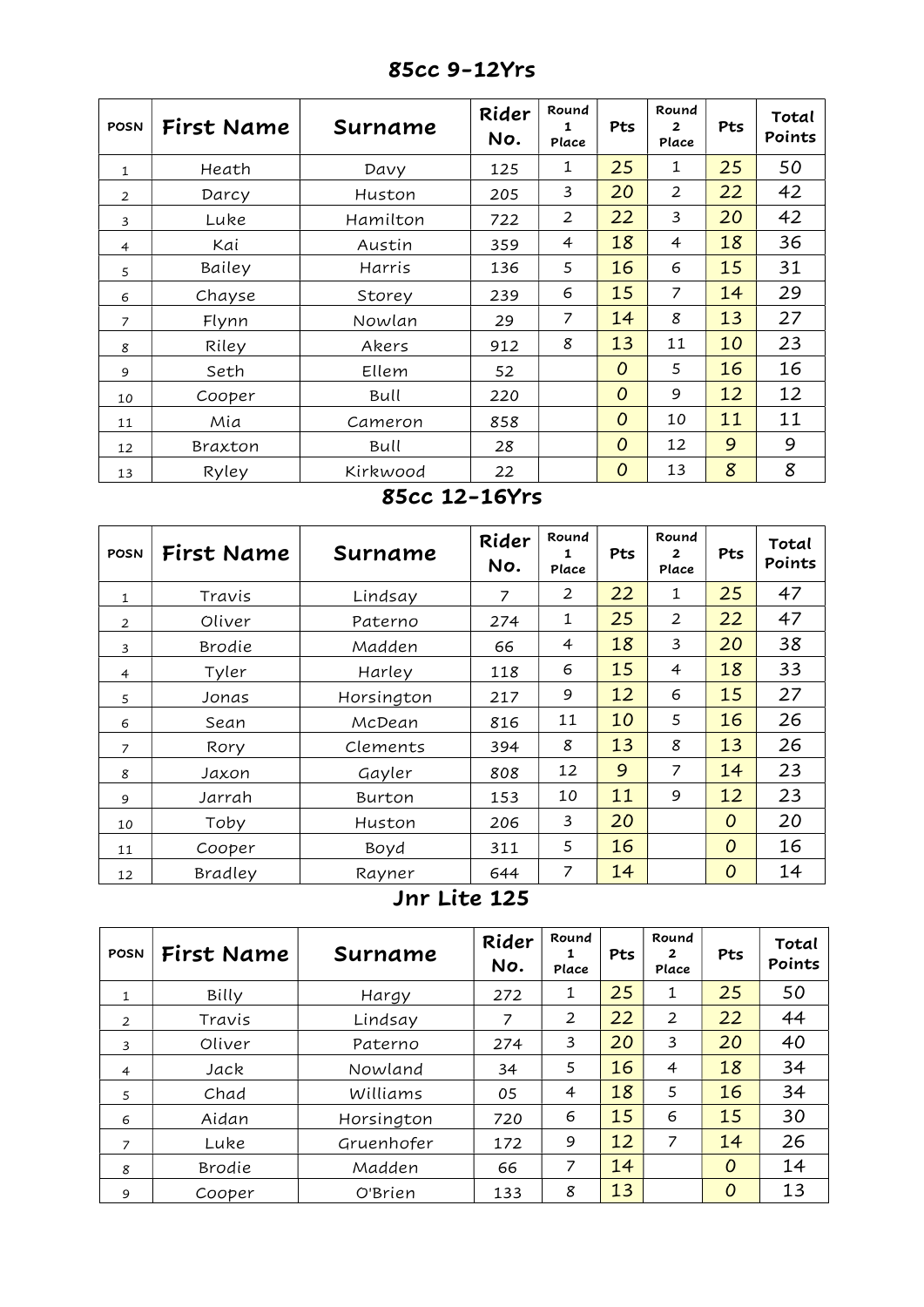## 85cc 9-12Yrs

| POSN | First Name | Surname | Rider No. | Round 1 Place | Pts | Round 2 Place | Pts | Total Points |
|---|---|---|---|---|---|---|---|---|
| 1 | Heath | Davy | 125 | 1 | 25 | 1 | 25 | 50 |
| 2 | Darcy | Huston | 205 | 3 | 20 | 2 | 22 | 42 |
| 3 | Luke | Hamilton | 722 | 2 | 22 | 3 | 20 | 42 |
| 4 | Kai | Austin | 359 | 4 | 18 | 4 | 18 | 36 |
| 5 | Bailey | Harris | 136 | 5 | 16 | 6 | 15 | 31 |
| 6 | Chayse | Storey | 239 | 6 | 15 | 7 | 14 | 29 |
| 7 | Flynn | Nowlan | 29 | 7 | 14 | 8 | 13 | 27 |
| 8 | Riley | Akers | 912 | 8 | 13 | 11 | 10 | 23 |
| 9 | Seth | Ellem | 52 | | 0 | 5 | 16 | 16 |
| 10 | Cooper | Bull | 220 | | 0 | 9 | 12 | 12 |
| 11 | Mia | Cameron | 858 | | 0 | 10 | 11 | 11 |
| 12 | Braxton | Bull | 28 | | 0 | 12 | 9 | 9 |
| 13 | Ryley | Kirkwood | 22 | | 0 | 13 | 8 | 8 |

## 85cc 12-16Yrs

| POSN | First Name | Surname | Rider No. | Round 1 Place | Pts | Round 2 Place | Pts | Total Points |
|---|---|---|---|---|---|---|---|---|
| 1 | Travis | Lindsay | 7 | 2 | 22 | 1 | 25 | 47 |
| 2 | Oliver | Paterno | 274 | 1 | 25 | 2 | 22 | 47 |
| 3 | Brodie | Madden | 66 | 4 | 18 | 3 | 20 | 38 |
| 4 | Tyler | Harley | 118 | 6 | 15 | 4 | 18 | 33 |
| 5 | Jonas | Horsington | 217 | 9 | 12 | 6 | 15 | 27 |
| 6 | Sean | McDean | 816 | 11 | 10 | 5 | 16 | 26 |
| 7 | Rory | Clements | 394 | 8 | 13 | 8 | 13 | 26 |
| 8 | Jaxon | Gayler | 808 | 12 | 9 | 7 | 14 | 23 |
| 9 | Jarrah | Burton | 153 | 10 | 11 | 9 | 12 | 23 |
| 10 | Toby | Huston | 206 | 3 | 20 | | 0 | 20 |
| 11 | Cooper | Boyd | 311 | 5 | 16 | | 0 | 16 |
| 12 | Bradley | Rayner | 644 | 7 | 14 | | 0 | 14 |

## Jnr Lite 125

| POSN | First Name | Surname | Rider No. | Round 1 Place | Pts | Round 2 Place | Pts | Total Points |
|---|---|---|---|---|---|---|---|---|
| 1 | Billy | Hargy | 272 | 1 | 25 | 1 | 25 | 50 |
| 2 | Travis | Lindsay | 7 | 2 | 22 | 2 | 22 | 44 |
| 3 | Oliver | Paterno | 274 | 3 | 20 | 3 | 20 | 40 |
| 4 | Jack | Nowland | 34 | 5 | 16 | 4 | 18 | 34 |
| 5 | Chad | Williams | 05 | 4 | 18 | 5 | 16 | 34 |
| 6 | Aidan | Horsington | 720 | 6 | 15 | 6 | 15 | 30 |
| 7 | Luke | Gruenhofer | 172 | 9 | 12 | 7 | 14 | 26 |
| 8 | Brodie | Madden | 66 | 7 | 14 | | 0 | 14 |
| 9 | Cooper | O'Brien | 133 | 8 | 13 | | 0 | 13 |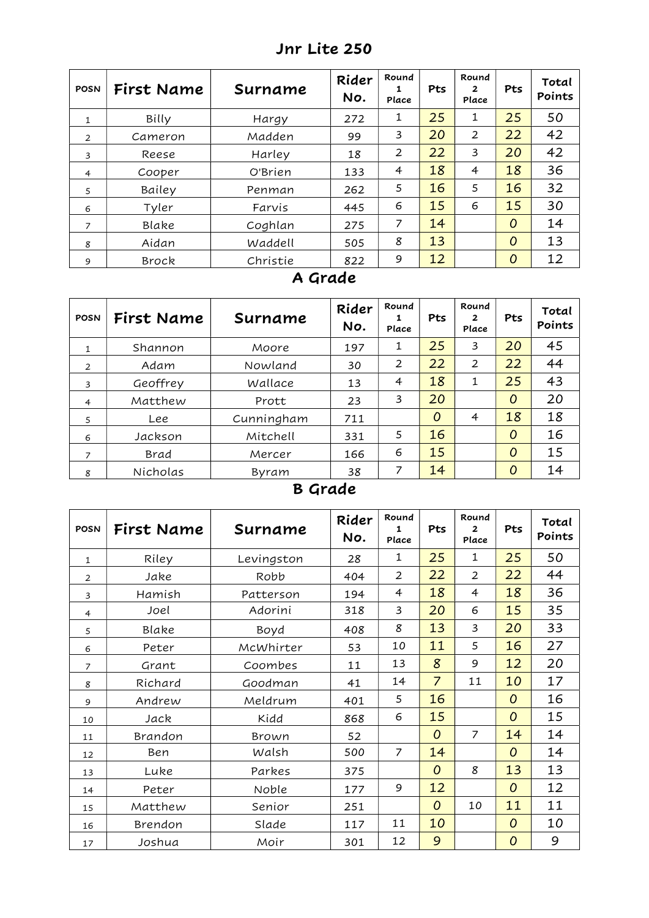## Jnr Lite 250

| POSN | First Name | Surname | Rider No. | Round 1 Place | Pts | Round 2 Place | Pts | Total Points |
|---|---|---|---|---|---|---|---|---|
| 1 | Billy | Hargy | 272 | 1 | 25 | 1 | 25 | 50 |
| 2 | Cameron | Madden | 99 | 3 | 20 | 2 | 22 | 42 |
| 3 | Reese | Harley | 18 | 2 | 22 | 3 | 20 | 42 |
| 4 | Cooper | O'Brien | 133 | 4 | 18 | 4 | 18 | 36 |
| 5 | Bailey | Penman | 262 | 5 | 16 | 5 | 16 | 32 |
| 6 | Tyler | Farvis | 445 | 6 | 15 | 6 | 15 | 30 |
| 7 | Blake | Coghlan | 275 | 7 | 14 | | 0 | 14 |
| 8 | Aidan | Waddell | 505 | 8 | 13 | | 0 | 13 |
| 9 | Brock | Christie | 822 | 9 | 12 | | 0 | 12 |

## A Grade

| POSN | First Name | Surname | Rider No. | Round 1 Place | Pts | Round 2 Place | Pts | Total Points |
|---|---|---|---|---|---|---|---|---|
| 1 | Shannon | Moore | 197 | 1 | 25 | 3 | 20 | 45 |
| 2 | Adam | Nowland | 30 | 2 | 22 | 2 | 22 | 44 |
| 3 | Geoffrey | Wallace | 13 | 4 | 18 | 1 | 25 | 43 |
| 4 | Matthew | Prott | 23 | 3 | 20 | | 0 | 20 |
| 5 | Lee | Cunningham | 711 | | 0 | 4 | 18 | 18 |
| 6 | Jackson | Mitchell | 331 | 5 | 16 | | 0 | 16 |
| 7 | Brad | Mercer | 166 | 6 | 15 | | 0 | 15 |
| 8 | Nicholas | Byram | 38 | 7 | 14 | | 0 | 14 |

## B Grade

| POSN | First Name | Surname | Rider No. | Round 1 Place | Pts | Round 2 Place | Pts | Total Points |
|---|---|---|---|---|---|---|---|---|
| 1 | Riley | Levingston | 28 | 1 | 25 | 1 | 25 | 50 |
| 2 | Jake | Robb | 404 | 2 | 22 | 2 | 22 | 44 |
| 3 | Hamish | Patterson | 194 | 4 | 18 | 4 | 18 | 36 |
| 4 | Joel | Adorini | 318 | 3 | 20 | 6 | 15 | 35 |
| 5 | Blake | Boyd | 408 | 8 | 13 | 3 | 20 | 33 |
| 6 | Peter | McWhirter | 53 | 10 | 11 | 5 | 16 | 27 |
| 7 | Grant | Coombes | 11 | 13 | 8 | 9 | 12 | 20 |
| 8 | Richard | Goodman | 41 | 14 | 7 | 11 | 10 | 17 |
| 9 | Andrew | Meldrum | 401 | 5 | 16 | | 0 | 16 |
| 10 | Jack | Kidd | 868 | 6 | 15 | | 0 | 15 |
| 11 | Brandon | Brown | 52 | | 0 | 7 | 14 | 14 |
| 12 | Ben | Walsh | 500 | 7 | 14 | | 0 | 14 |
| 13 | Luke | Parkes | 375 | | 0 | 8 | 13 | 13 |
| 14 | Peter | Noble | 177 | 9 | 12 | | 0 | 12 |
| 15 | Matthew | Senior | 251 | | 0 | 10 | 11 | 11 |
| 16 | Brendon | Slade | 117 | 11 | 10 | | 0 | 10 |
| 17 | Joshua | Moir | 301 | 12 | 9 | | 0 | 9 |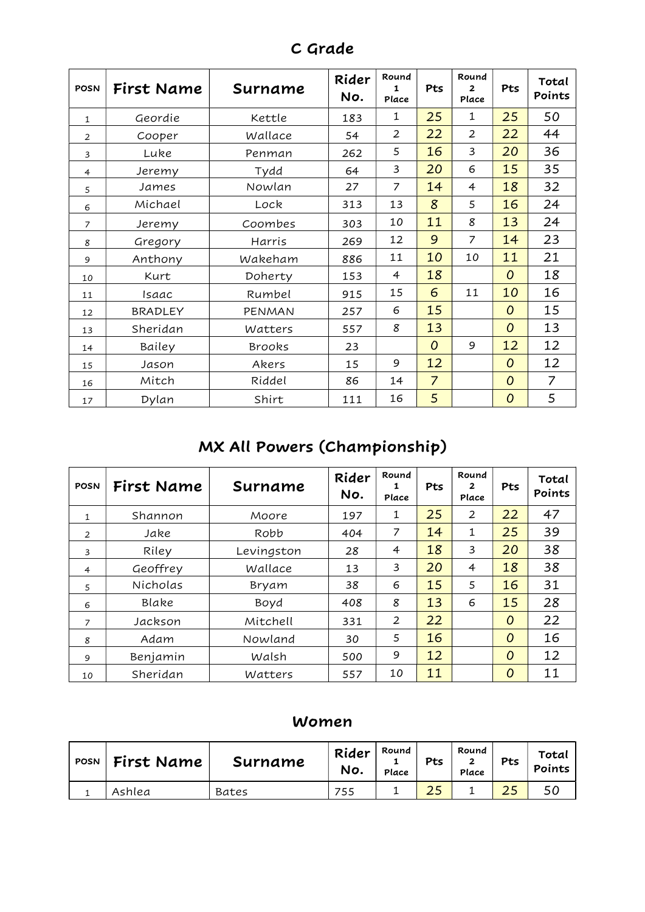## C Grade

| POSN | First Name | Surname | Rider No. | Round 1 Place | Pts | Round 2 Place | Pts | Total Points |
|---|---|---|---|---|---|---|---|---|
| 1 | Geordie | Kettle | 183 | 1 | 25 | 1 | 25 | 50 |
| 2 | Cooper | Wallace | 54 | 2 | 22 | 2 | 22 | 44 |
| 3 | Luke | Penman | 262 | 5 | 16 | 3 | 20 | 36 |
| 4 | Jeremy | Tydd | 64 | 3 | 20 | 6 | 15 | 35 |
| 5 | James | Nowlan | 27 | 7 | 14 | 4 | 18 | 32 |
| 6 | Michael | Lock | 313 | 13 | 8 | 5 | 16 | 24 |
| 7 | Jeremy | Coombes | 303 | 10 | 11 | 8 | 13 | 24 |
| 8 | Gregory | Harris | 269 | 12 | 9 | 7 | 14 | 23 |
| 9 | Anthony | Wakeham | 886 | 11 | 10 | 10 | 11 | 21 |
| 10 | Kurt | Doherty | 153 | 4 | 18 | | 0 | 18 |
| 11 | Isaac | Rumbel | 915 | 15 | 6 | 11 | 10 | 16 |
| 12 | BRADLEY | PENMAN | 257 | 6 | 15 | | 0 | 15 |
| 13 | Sheridan | Watters | 557 | 8 | 13 | | 0 | 13 |
| 14 | Bailey | Brooks | 23 | | 0 | 9 | 12 | 12 |
| 15 | Jason | Akers | 15 | 9 | 12 | | 0 | 12 |
| 16 | Mitch | Riddel | 86 | 14 | 7 | | 0 | 7 |
| 17 | Dylan | Shirt | 111 | 16 | 5 | | 0 | 5 |

## MX All Powers (Championship)

| POSN | First Name | Surname | Rider No. | Round 1 Place | Pts | Round 2 Place | Pts | Total Points |
|---|---|---|---|---|---|---|---|---|
| 1 | Shannon | Moore | 197 | 1 | 25 | 2 | 22 | 47 |
| 2 | Jake | Robb | 404 | 7 | 14 | 1 | 25 | 39 |
| 3 | Riley | Levingston | 28 | 4 | 18 | 3 | 20 | 38 |
| 4 | Geoffrey | Wallace | 13 | 3 | 20 | 4 | 18 | 38 |
| 5 | Nicholas | Bryam | 38 | 6 | 15 | 5 | 16 | 31 |
| 6 | Blake | Boyd | 408 | 8 | 13 | 6 | 15 | 28 |
| 7 | Jackson | Mitchell | 331 | 2 | 22 | | 0 | 22 |
| 8 | Adam | Nowland | 30 | 5 | 16 | | 0 | 16 |
| 9 | Benjamin | Walsh | 500 | 9 | 12 | | 0 | 12 |
| 10 | Sheridan | Watters | 557 | 10 | 11 | | 0 | 11 |

## Women

| POSN | First Name | Surname | Rider No. | Round 1 Place | Pts | Round 2 Place | Pts | Total Points |
|---|---|---|---|---|---|---|---|---|
| 1 | Ashlea | Bates | 755 | 1 | 25 | 1 | 25 | 50 |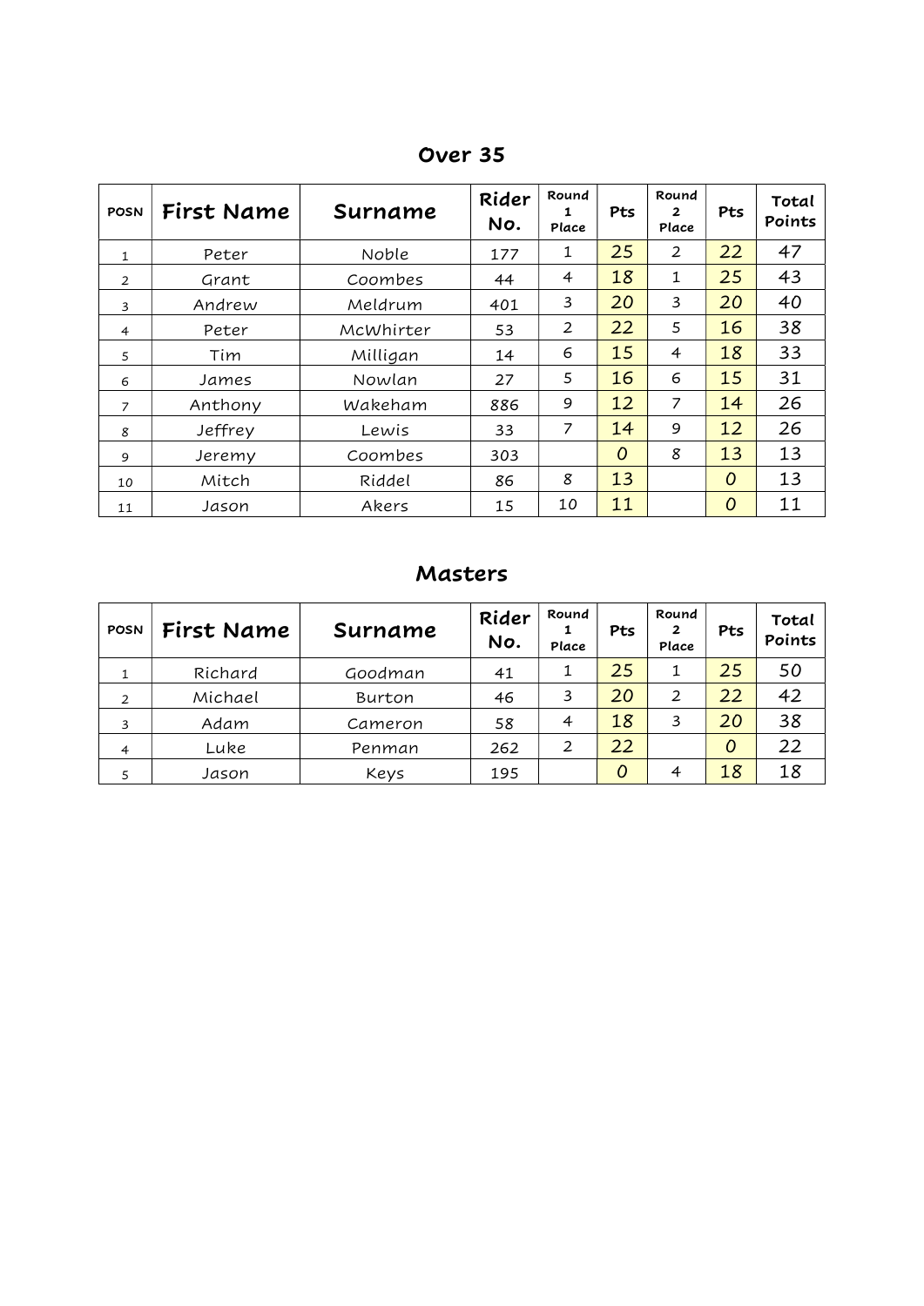## Over 35

| POSN | First Name | Surname | Rider No. | Round 1 Place | Pts | Round 2 Place | Pts | Total Points |
|---|---|---|---|---|---|---|---|---|
| 1 | Peter | Noble | 177 | 1 | 25 | 2 | 22 | 47 |
| 2 | Grant | Coombes | 44 | 4 | 18 | 1 | 25 | 43 |
| 3 | Andrew | Meldrum | 401 | 3 | 20 | 3 | 20 | 40 |
| 4 | Peter | McWhirter | 53 | 2 | 22 | 5 | 16 | 38 |
| 5 | Tim | Milligan | 14 | 6 | 15 | 4 | 18 | 33 |
| 6 | James | Nowlan | 27 | 5 | 16 | 6 | 15 | 31 |
| 7 | Anthony | Wakeham | 886 | 9 | 12 | 7 | 14 | 26 |
| 8 | Jeffrey | Lewis | 33 | 7 | 14 | 9 | 12 | 26 |
| 9 | Jeremy | Coombes | 303 | | 0 | 8 | 13 | 13 |
| 10 | Mitch | Riddel | 86 | 8 | 13 | | 0 | 13 |
| 11 | Jason | Akers | 15 | 10 | 11 | | 0 | 11 |

## Masters

| POSN | First Name | Surname | Rider No. | Round 1 Place | Pts | Round 2 Place | Pts | Total Points |
|---|---|---|---|---|---|---|---|---|
| 1 | Richard | Goodman | 41 | 1 | 25 | 1 | 25 | 50 |
| 2 | Michael | Burton | 46 | 3 | 20 | 2 | 22 | 42 |
| 3 | Adam | Cameron | 58 | 4 | 18 | 3 | 20 | 38 |
| 4 | Luke | Penman | 262 | 2 | 22 | | 0 | 22 |
| 5 | Jason | Keys | 195 | | 0 | 4 | 18 | 18 |